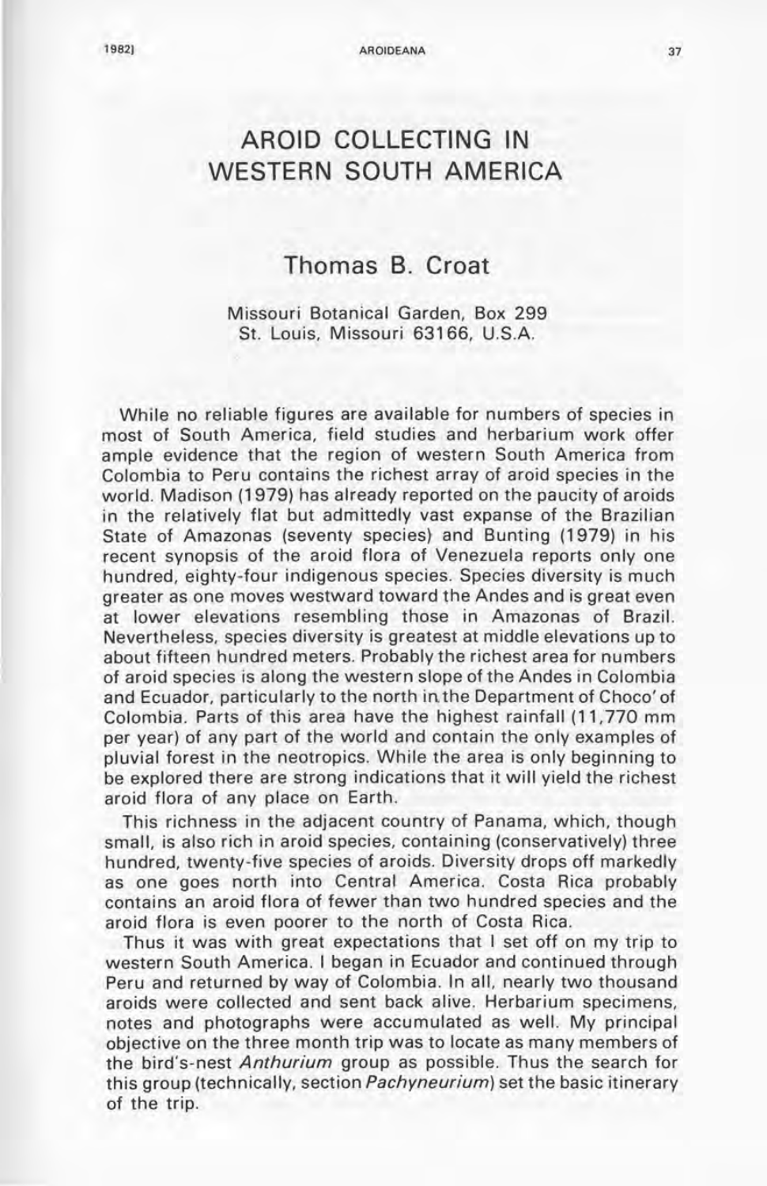# AROID COLLECTING IN WESTERN SOUTH AMERICA

## Thomas B. Croat

Missouri Botanical Garden, Box 299
St. Louis, Missouri 63166, U.S.A.

While no reliable figures are available for numbers of species in most of South America, field studies and herbarium work offer ample evidence that the region of western South America from Colombia to Peru contains the richest array of aroid species in the world. Madison (1979) has already reported on the paucity of aroids in the relatively flat but admittedly vast expanse of the Brazilian State of Amazonas (seventy species) and Bunting (1979) in his recent synopsis of the aroid flora of Venezuela reports only one hundred, eighty-four indigenous species. Species diversity is much greater as one moves westward toward the Andes and is great even at lower elevations resembling those in Amazonas of Brazil. Nevertheless, species diversity is greatest at middle elevations up to about fifteen hundred meters. Probably the richest area for numbers of aroid species is along the western slope of the Andes in Colombia and Ecuador, particularly to the north in the Department of Choco' of Colombia. Parts of this area have the highest rainfall (11,770 mm per year) of any part of the world and contain the only examples of pluvial forest in the neotropics. While the area is only beginning to be explored there are strong indications that it will yield the richest aroid flora of any place on Earth.

This richness in the adjacent country of Panama, which, though small, is also rich in aroid species, containing (conservatively) three hundred, twenty-five species of aroids. Diversity drops off markedly as one goes north into Central America. Costa Rica probably contains an aroid flora of fewer than two hundred species and the aroid flora is even poorer to the north of Costa Rica.

Thus it was with great expectations that I set off on my trip to western South America. I began in Ecuador and continued through Peru and returned by way of Colombia. In all, nearly two thousand aroids were collected and sent back alive. Herbarium specimens, notes and photographs were accumulated as well. My principal objective on the three month trip was to locate as many members of the bird's-nest *Anthurium* group as possible. Thus the search for this group (technically, section *Pachyneurium*) set the basic itinerary of the trip.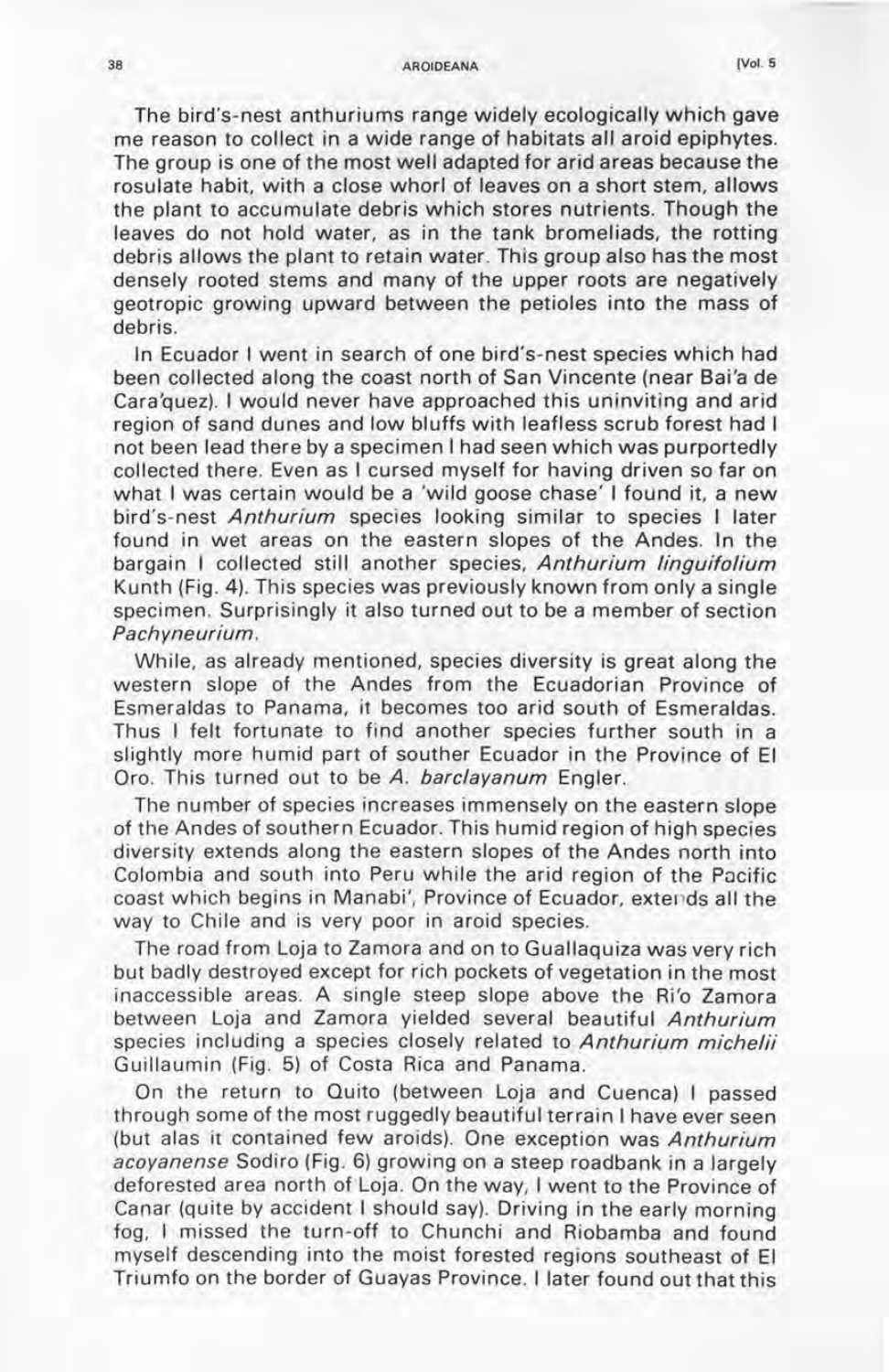The bird's-nest anthuriums range widely ecologically which gave me reason to collect in a wide range of habitats all aroid epiphytes. The group is one of the most well adapted for arid areas because the rosulate habit, with a close whorl of leaves on a short stem, allows the plant to accumulate debris which stores nutrients. Though the leaves do not hold water, as in the tank bromeliads, the rotting debris allows the plant to retain water. This group also has the most densely rooted stems and many of the upper roots are negatively geotropic growing upward between the petioles into the mass of debris.

In Ecuador I went in search of one bird's-nest species which had been collected along the coast north of San Vincente (near Bai'a de Cara'quez). I would never have approached this uninviting and arid region of sand dunes and low bluffs with leafless scrub forest had I not been lead there by a specimen I had seen which was purportedly collected there. Even as I cursed myself for having driven so far on what I was certain would be a 'wild goose chase' I found it, a new bird's-nest *Anthurium* species looking similar to species I later found in wet areas on the eastern slopes of the Andes. In the bargain I collected still another species, *Anthurium linguifolium* Kunth (Fig. 4). This species was previously known from only a single specimen. Surprisingly it also turned out to be a member of section *Pachyneurium*.

While, as already mentioned, species diversity is great along the western slope of the Andes from the Ecuadorian Province of Esmeraldas to Panama, it becomes too arid south of Esmeraldas. Thus I felt fortunate to find another species further south in a slightly more humid part of souther Ecuador in the Province of El Oro. This turned out to be *A. barclayanum* Engler.

The number of species increases immensely on the eastern slope of the Andes of southern Ecuador. This humid region of high species diversity extends along the eastern slopes of the Andes north into Colombia and south into Peru while the arid region of the Pacific coast which begins in Manabi', Province of Ecuador, extends all the way to Chile and is very poor in aroid species.

The road from Loja to Zamora and on to Guallaquiza was very rich but badly destroyed except for rich pockets of vegetation in the most inaccessible areas. A single steep slope above the Ri'o Zamora between Loja and Zamora yielded several beautiful *Anthurium* species including a species closely related to *Anthurium michelii* Guillaumin (Fig. 5) of Costa Rica and Panama.

On the return to Quito (between Loja and Cuenca) I passed through some of the most ruggedly beautiful terrain I have ever seen (but alas it contained few aroids). One exception was *Anthurium acoyanense* Sodiro (Fig. 6) growing on a steep roadbank in a largely deforested area north of Loja. On the way, I went to the Province of Canar (quite by accident I should say). Driving in the early morning fog, I missed the turn-off to Chunchi and Riobamba and found myself descending into the moist forested regions southeast of El Triumfo on the border of Guayas Province. I later found out that this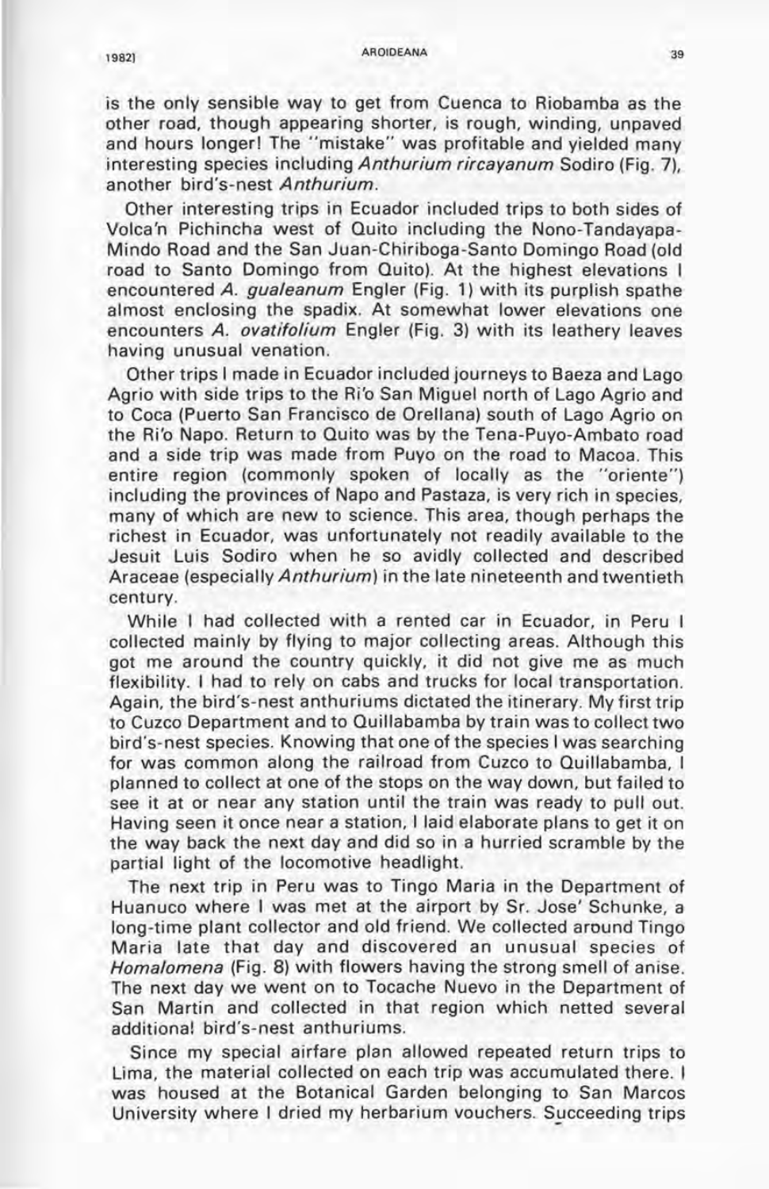is the only sensible way to get from Cuenca to Riobamba as the other road, though appearing shorter, is rough, winding, unpaved and hours longer! The "mistake" was profitable and yielded many interesting species including *Anthurium rircayanum* Sodiro (Fig. 7), another bird's-nest *Anthurium*.

Other interesting trips in Ecuador included trips to both sides of Volca'n Pichincha west of Quito including the Nono-Tandayapa-Mindo Road and the San Juan-Chiriboga-Santo Domingo Road (old road to Santo Domingo from Quito). At the highest elevations I encountered *A. gualeanum* Engler (Fig. 1) with its purplish spathe almost enclosing the spadix. At somewhat lower elevations one encounters *A. ovatifolium* Engler (Fig. 3) with its leathery leaves having unusual venation.

Other trips I made in Ecuador included journeys to Baeza and Lago Agrio with side trips to the Ri'o San Miguel north of Lago Agrio and to Coca (Puerto San Francisco de Orellana) south of Lago Agrio on the Ri'o Napo. Return to Quito was by the Tena-Puyo-Ambato road and a side trip was made from Puyo on the road to Macoa. This entire region (commonly spoken of locally as the "oriente") including the provinces of Napo and Pastaza, is very rich in species, many of which are new to science. This area, though perhaps the richest in Ecuador, was unfortunately not readily available to the Jesuit Luis Sodiro when he so avidly collected and described Araceae (especially *Anthurium*) in the late nineteenth and twentieth century.

While I had collected with a rented car in Ecuador, in Peru I collected mainly by flying to major collecting areas. Although this got me around the country quickly, it did not give me as much flexibility. I had to rely on cabs and trucks for local transportation. Again, the bird's-nest anthuriums dictated the itinerary. My first trip to Cuzco Department and to Quillabamba by train was to collect two bird's-nest species. Knowing that one of the species I was searching for was common along the railroad from Cuzco to Quillabamba, I planned to collect at one of the stops on the way down, but failed to see it at or near any station until the train was ready to pull out. Having seen it once near a station, I laid elaborate plans to get it on the way back the next day and did so in a hurried scramble by the partial light of the locomotive headlight.

The next trip in Peru was to Tingo Maria in the Department of Huanuco where I was met at the airport by Sr. Jose' Schunke, a long-time plant collector and old friend. We collected around Tingo Maria late that day and discovered an unusual species of *Homalomena* (Fig. 8) with flowers having the strong smell of anise. The next day we went on to Tocache Nuevo in the Department of San Martin and collected in that region which netted several additional bird's-nest anthuriums.

Since my special airfare plan allowed repeated return trips to Lima, the material collected on each trip was accumulated there. I was housed at the Botanical Garden belonging to San Marcos University where I dried my herbarium vouchers. Succeeding trips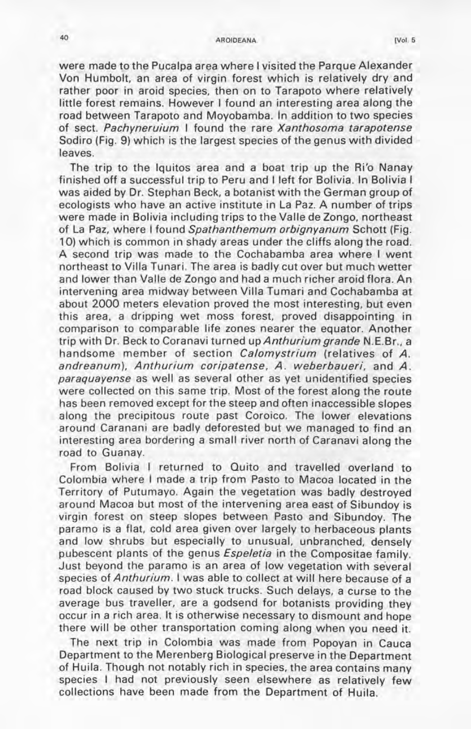were made to the Pucalpa area where I visited the Parque Alexander Von Humbolt, an area of virgin forest which is relatively dry and rather poor in aroid species, then on to Tarapoto where relatively little forest remains. However I found an interesting area along the road between Tarapoto and Moyobamba. In addition to two species of sect. *Pachyneruium* I found the rare *Xanthosoma tarapotense* Sodiro (Fig. 9) which is the largest species of the genus with divided leaves.

The trip to the Iquitos area and a boat trip up the Ri'o Nanay finished off a successful trip to Peru and I left for Bolivia. In Bolivia I was aided by Dr. Stephan Beck, a botanist with the German group of ecologists who have an active institute in La Paz. A number of trips were made in Bolivia including trips to the Valle de Zongo, northeast of La Paz, where I found *Spathanthemum orbignyanum* Schott (Fig. 10) which is common in shady areas under the cliffs along the road. A second trip was made to the Cochabamba area where I went northeast to Villa Tunari. The area is badly cut over but much wetter and lower than Valle de Zongo and had a much richer aroid flora. An intervening area midway between Villa Tumari and Cochabamba at about 2000 meters elevation proved the most interesting, but even this area, a dripping wet moss forest, proved disappointing in comparison to comparable life zones nearer the equator. Another trip with Dr. Beck to Coranavi turned up *Anthurium grande* N.E.Br., a handsome member of section *Calomystrium* (relatives of *A. andreanum*), *Anthurium coripatense*, *A. weberbaueri*, and *A. paraquayense* as well as several other as yet unidentified species were collected on this same trip. Most of the forest along the route has been removed except for the steep and often inaccessible slopes along the precipitous route past Coroico. The lower elevations around Caranani are badly deforested but we managed to find an interesting area bordering a small river north of Caranavi along the road to Guanay.

From Bolivia I returned to Quito and travelled overland to Colombia where I made a trip from Pasto to Macoa located in the Territory of Putumayo. Again the vegetation was badly destroyed around Macoa but most of the intervening area east of Sibundoy is virgin forest on steep slopes between Pasto and Sibundoy. The paramo is a flat, cold area given over largely to herbaceous plants and low shrubs but especially to unusual, unbranched, densely pubescent plants of the genus *Espeletia* in the Compositae family. Just beyond the paramo is an area of low vegetation with several species of *Anthurium*. I was able to collect at will here because of a road block caused by two stuck trucks. Such delays, a curse to the average bus traveller, are a godsend for botanists providing they occur in a rich area. It is otherwise necessary to dismount and hope there will be other transportation coming along when you need it.

The next trip in Colombia was made from Popoyan in Cauca Department to the Merenberg Biological preserve in the Department of Huila. Though not notably rich in species, the area contains many species I had not previously seen elsewhere as relatively few collections have been made from the Department of Huila.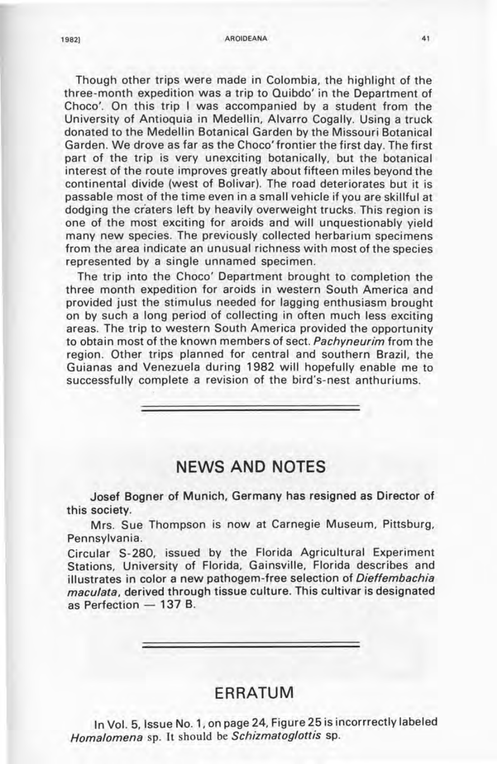Though other trips were made in Colombia, the highlight of the three-month expedition was a trip to Quibdo' in the Department of Choco'. On this trip I was accompanied by a student from the University of Antioquia in Medellin, Alvarro Cogally. Using a truck donated to the Medellin Botanical Garden by the Missouri Botanical Garden. We drove as far as the Choco' frontier the first day. The first part of the trip is very unexciting botanically, but the botanical interest of the route improves greatly about fifteen miles beyond the continental divide (west of Bolivar). The road deteriorates but it is passable most of the time even in a small vehicle if you are skillful at dodging the craters left by heavily overweight trucks. This region is one of the most exciting for aroids and will unquestionably yield many new species. The previously collected herbarium specimens from the area indicate an unusual richness with most of the species represented by a single unnamed specimen.

The trip into the Choco' Department brought to completion the three month expedition for aroids in western South America and provided just the stimulus needed for lagging enthusiasm brought on by such a long period of collecting in often much less exciting areas. The trip to western South America provided the opportunity to obtain most of the known members of sect. *Pachyneurim* from the region. Other trips planned for central and southern Brazil, the Guianas and Venezuela during 1982 will hopefully enable me to successfully complete a revision of the bird's-nest anthuriums.

---

## NEWS AND NOTES

Josef Bogner of Munich, Germany has resigned as Director of this society.

Mrs. Sue Thompson is now at Carnegie Museum, Pittsburg, Pennsylvania.

Circular S-280, issued by the Florida Agricultural Experiment Stations, University of Florida, Gainsville, Florida describes and illustrates in color a new pathogem-free selection of *Dieffembachia maculata*, derived through tissue culture. This cultivar is designated as Perfection — 137 B.

---

## ERRATUM

In Vol. 5, Issue No. 1, on page 24, Figure 25 is incorrrectly labeled *Homalomena* sp. It should be *Schizmatoglottis* sp.